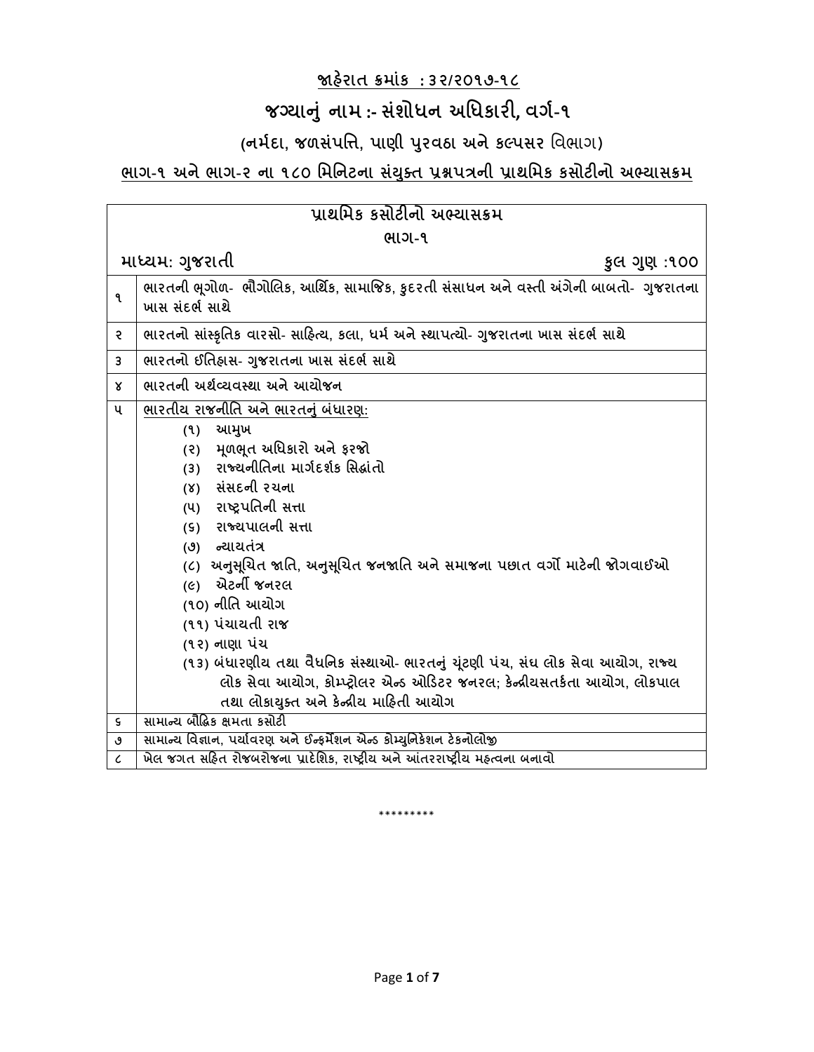**જાહેરાત ક્રમાંક : ૩૨/૨૦૧૭-૧૮**

# જગ્યાનું નામ :- સંશોધન અધિકારી, વર્ગ-૧

## (નર્મદા, જળસંપત્તિ, પાણી પુરવઠા અને કલ્પસર વિભાગ)

**ભાગ-૧ અને ભાગ-૨ ના ૧૮૦ મિનિટના સંયુક્ત પ્રશ્નપત્રની પ્રાથમિક કસોટીનો અભ્યાસક્રમ**

| પ્રાથમિક કસોટીનો અભ્યાસક્રમ<br>ભાગ-૧ | |
|---|---|
| **માધ્યમ: ગુજરાતી** | **કુલ ગુણ :૧૦૦** |
| ૧ | ભારતની ભૂગોળ- ભૌગોલિક, આર્થિક, સામાજિક, કુદરતી સંસાધન અને વસ્તી અંગેની બાબતો- ગુજરાતના ખાસ સંદર્ભ સાથે |
| ૨ | ભારતનો સાંસ્કૃતિક વારસો- સાહિત્ય, કલા, ધર્મ અને સ્થાપત્યો- ગુજરાતના ખાસ સંદર્ભ સાથે |
| ૩ | ભારતનો ઈતિહાસ- ગુજરાતના ખાસ સંદર્ભ સાથે |
| ૪ | ભારતની અર્થવ્યવસ્થા અને આયોજન |
| ૫ | ભારતીય રાજનીતિ અને ભારતનું બંધારણ:<br>(૧) આમુખ<br>(૨) મૂળભૂત અધિકારો અને ફરજો<br>(૩) રાજ્યનીતિના માર્ગદર્શક સિદ્ધાંતો<br>(૪) સંસદની રચના<br>(૫) રાષ્ટ્રપતિની સત્તા<br>(૬) રાજ્યપાલની સત્તા<br>(૭) ન્યાયતંત્ર<br>(૮) અનુસૂચિત જાતિ, અનુસૂચિત જનજાતિ અને સમાજના પછાત વર્ગો માટેની જોગવાઈઓ<br>(૯) એટર્ની જનરલ<br>(૧૦) નીતિ આયોગ<br>(૧૧) પંચાયતી રાજ<br>(૧૨) નાણા પંચ<br>(૧૩) બંધારણીય તથા વૈધનિક સંસ્થાઓ- ભારતનું ચૂંટણી પંચ, સંઘ લોક સેવા આયોગ, રાજ્ય લોક સેવા આયોગ, કોમ્પ્ટ્રોલર એન્ડ ઓડિટર જનરલ; કેન્દ્રીયસતર્કતા આયોગ, લોકપાલ તથા લોકાયુક્ત અને કેન્દ્રીય માહિતી આયોગ |
| ૬ | સામાન્ય બૌદ્ધિક ક્ષમતા કસોટી |
| ૭ | સામાન્ય વિજ્ઞાન, પર્યાવરણ અને ઈન્ફર્મેશન એન્ડ કોમ્યુનિકેશન ટેકનોલોજી |
| ૮ | ખેલ જગત સહિત રોજબરોજના પ્રાદેશિક, રાષ્ટ્રીય અને આંતરરાષ્ટ્રીય મહત્વના બનાવો |

\*\*\*\*\*\*\*\*\*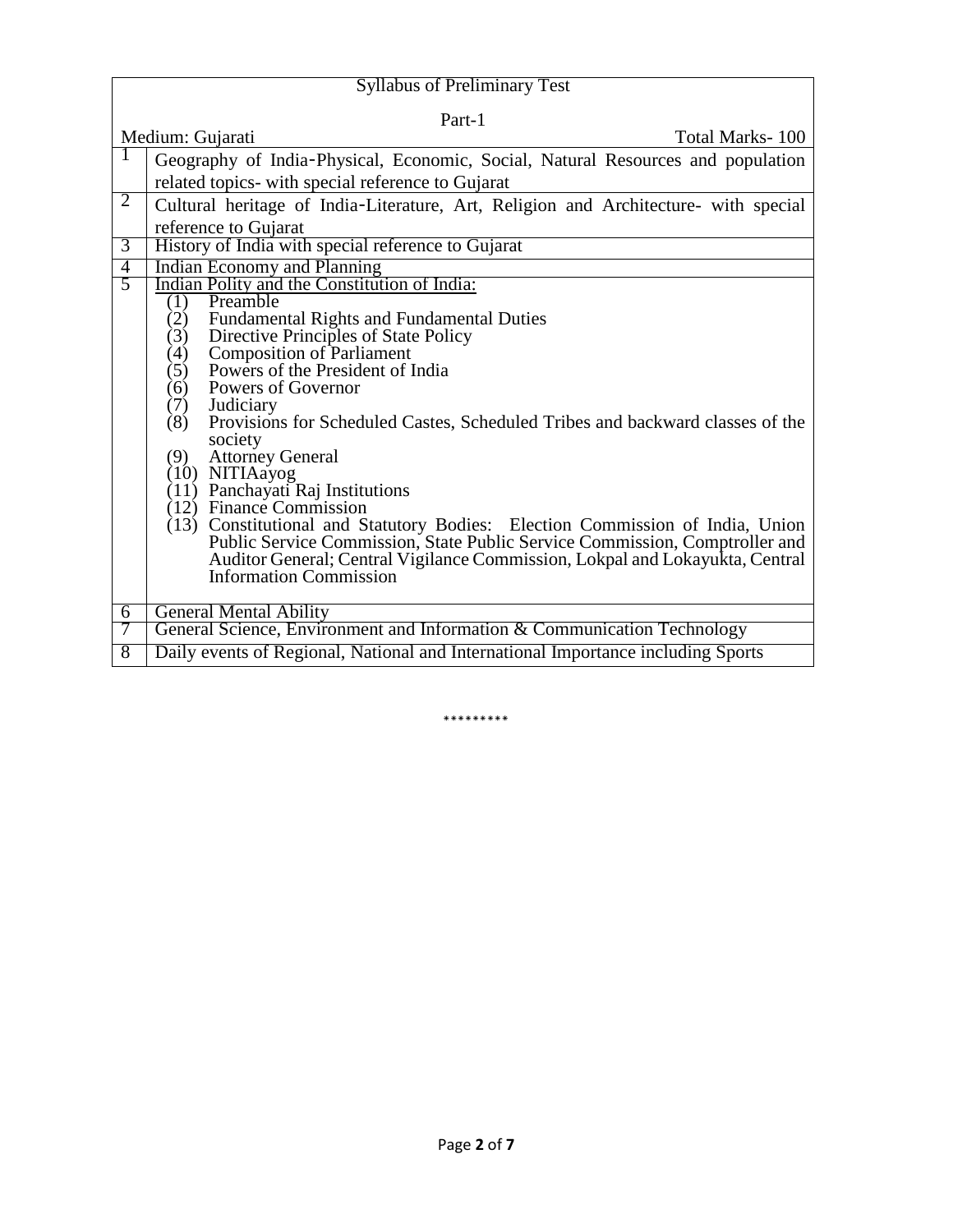## Syllabus of Preliminary Test

### Part-1

Medium: Gujarati | Total Marks- 100

| No. | Topic |
|---|---|
| 1 | Geography of India-Physical, Economic, Social, Natural Resources and population related topics- with special reference to Gujarat |
| 2 | Cultural heritage of India-Literature, Art, Religion and Architecture- with special reference to Gujarat |
| 3 | History of India with special reference to Gujarat |
| 4 | Indian Economy and Planning |
| 5 | Indian Polity and the Constitution of India:<br>(1) Preamble<br>(2) Fundamental Rights and Fundamental Duties<br>(3) Directive Principles of State Policy<br>(4) Composition of Parliament<br>(5) Powers of the President of India<br>(6) Powers of Governor<br>(7) Judiciary<br>(8) Provisions for Scheduled Castes, Scheduled Tribes and backward classes of the society<br>(9) Attorney General<br>(10) NITIAayog<br>(11) Panchayati Raj Institutions<br>(12) Finance Commission<br>(13) Constitutional and Statutory Bodies: Election Commission of India, Union Public Service Commission, State Public Service Commission, Comptroller and Auditor General; Central Vigilance Commission, Lokpal and Lokayukta, Central Information Commission |
| 6 | General Mental Ability |
| 7 | General Science, Environment and Information & Communication Technology |
| 8 | Daily events of Regional, National and International Importance including Sports |

*********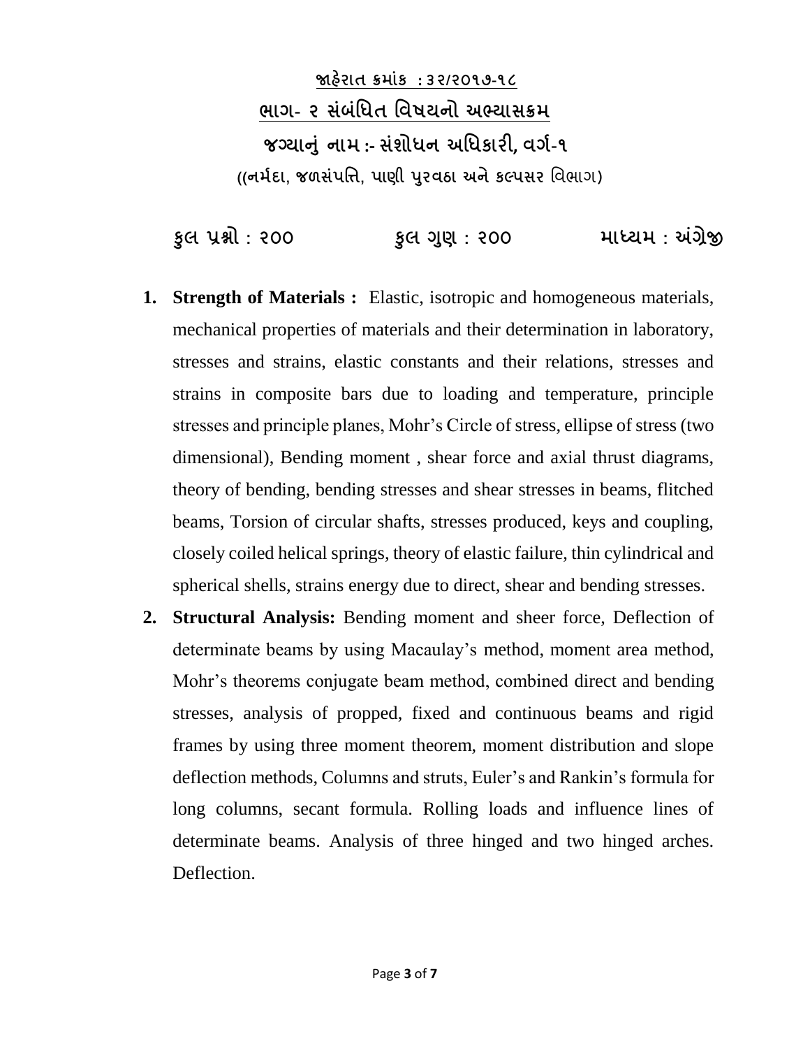**જાહેરાત ક્રમાંક : ૩૨/૨૦૧૭-૧૮**

**ભાગ- ૨ સંબંધિત વિષયનો અભ્યાસક્રમ**

**જગ્યાનું નામ :- સંશોધન અધિકારી, વર્ગ-૧**

**((નર્મદા, જળસંપત્તિ, પાણી પુરવઠા અને કલ્પસર વિભાગ)**

**કુલ પ્રશ્નો : ૨૦૦ કુલ ગુણ : ૨૦૦ માધ્યમ : અંગ્રેજી**

1. **Strength of Materials :** Elastic, isotropic and homogeneous materials, mechanical properties of materials and their determination in laboratory, stresses and strains, elastic constants and their relations, stresses and strains in composite bars due to loading and temperature, principle stresses and principle planes, Mohr's Circle of stress, ellipse of stress (two dimensional), Bending moment , shear force and axial thrust diagrams, theory of bending, bending stresses and shear stresses in beams, flitched beams, Torsion of circular shafts, stresses produced, keys and coupling, closely coiled helical springs, theory of elastic failure, thin cylindrical and spherical shells, strains energy due to direct, shear and bending stresses.
2. **Structural Analysis:** Bending moment and sheer force, Deflection of determinate beams by using Macaulay's method, moment area method, Mohr's theorems conjugate beam method, combined direct and bending stresses, analysis of propped, fixed and continuous beams and rigid frames by using three moment theorem, moment distribution and slope deflection methods, Columns and struts, Euler's and Rankin's formula for long columns, secant formula. Rolling loads and influence lines of determinate beams. Analysis of three hinged and two hinged arches. Deflection.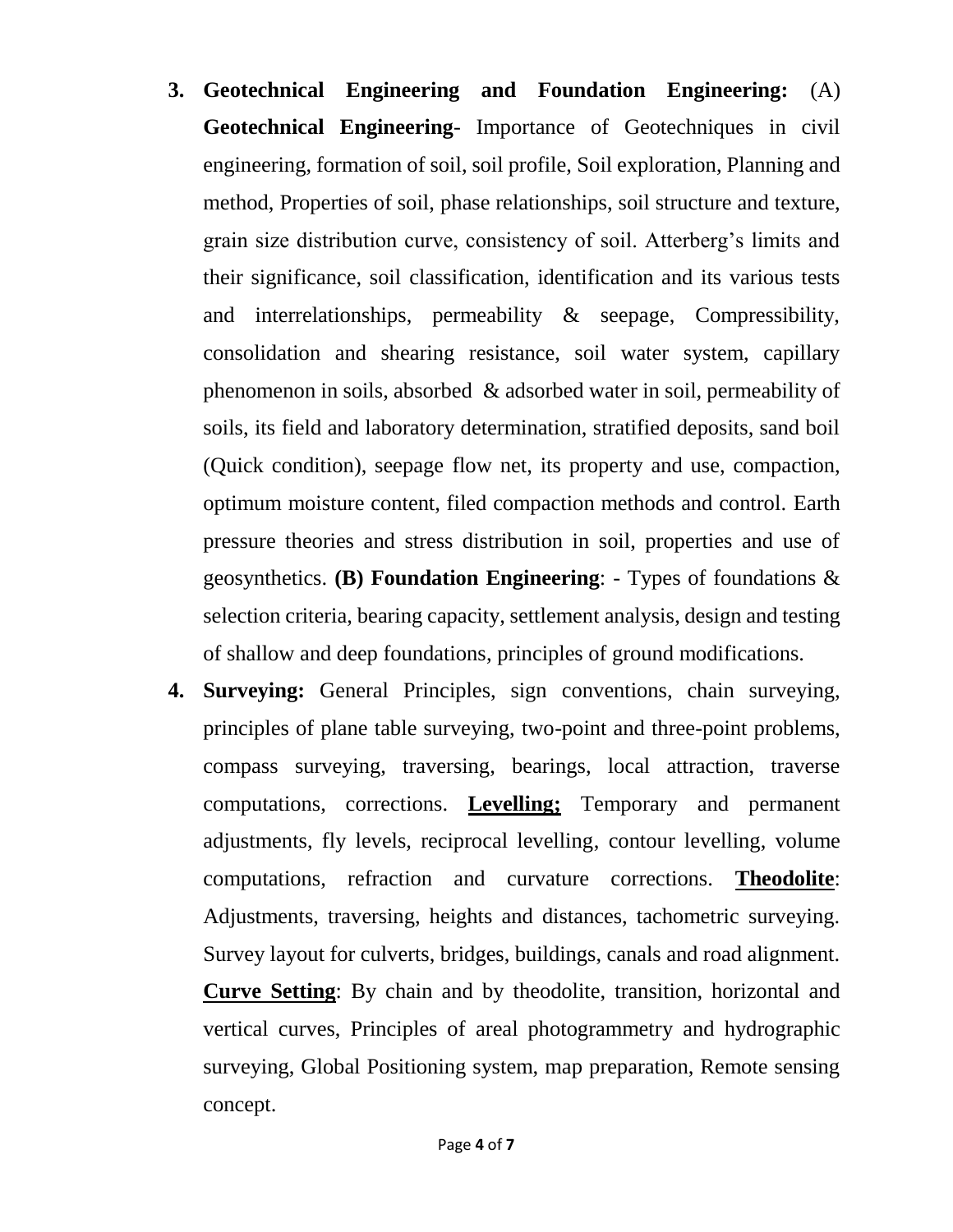3. **Geotechnical Engineering and Foundation Engineering:** (A) **Geotechnical Engineering**- Importance of Geotechniques in civil engineering, formation of soil, soil profile, Soil exploration, Planning and method, Properties of soil, phase relationships, soil structure and texture, grain size distribution curve, consistency of soil. Atterberg's limits and their significance, soil classification, identification and its various tests and interrelationships, permeability & seepage, Compressibility, consolidation and shearing resistance, soil water system, capillary phenomenon in soils, absorbed & adsorbed water in soil, permeability of soils, its field and laboratory determination, stratified deposits, sand boil (Quick condition), seepage flow net, its property and use, compaction, optimum moisture content, filed compaction methods and control. Earth pressure theories and stress distribution in soil, properties and use of geosynthetics. **(B) Foundation Engineering**: - Types of foundations & selection criteria, bearing capacity, settlement analysis, design and testing of shallow and deep foundations, principles of ground modifications.
4. **Surveying:** General Principles, sign conventions, chain surveying, principles of plane table surveying, two-point and three-point problems, compass surveying, traversing, bearings, local attraction, traverse computations, corrections. **<u>Levelling;</u>** Temporary and permanent adjustments, fly levels, reciprocal levelling, contour levelling, volume computations, refraction and curvature corrections. **<u>Theodolite</u>**: Adjustments, traversing, heights and distances, tachometric surveying. Survey layout for culverts, bridges, buildings, canals and road alignment. **<u>Curve Setting</u>**: By chain and by theodolite, transition, horizontal and vertical curves, Principles of areal photogrammetry and hydrographic surveying, Global Positioning system, map preparation, Remote sensing concept.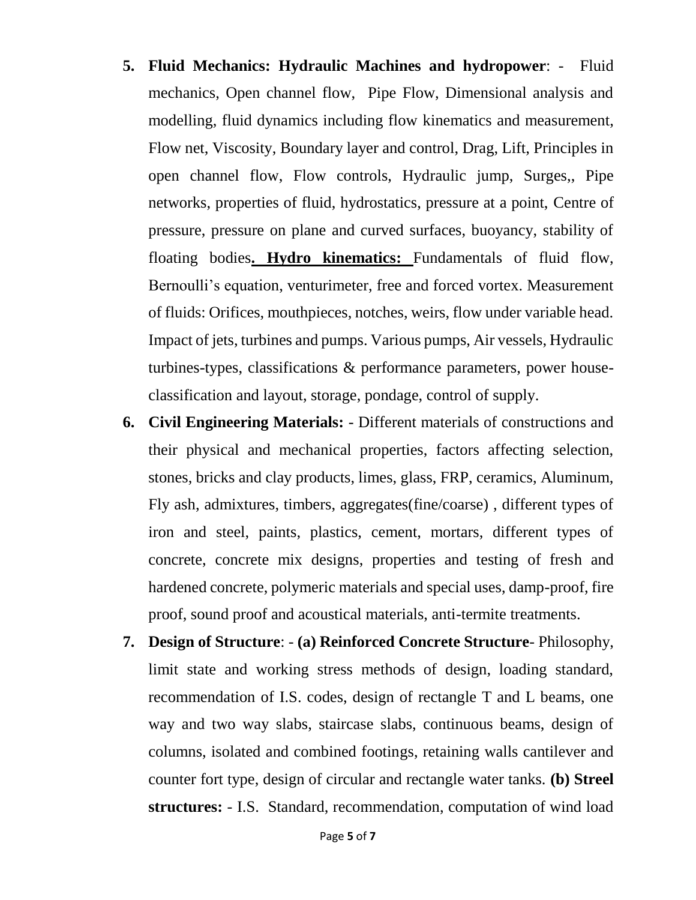5. **Fluid Mechanics: Hydraulic Machines and hydropower**: - Fluid mechanics, Open channel flow, Pipe Flow, Dimensional analysis and modelling, fluid dynamics including flow kinematics and measurement, Flow net, Viscosity, Boundary layer and control, Drag, Lift, Principles in open channel flow, Flow controls, Hydraulic jump, Surges,, Pipe networks, properties of fluid, hydrostatics, pressure at a point, Centre of pressure, pressure on plane and curved surfaces, buoyancy, stability of floating bodies**. Hydro kinematics:** Fundamentals of fluid flow, Bernoulli's equation, venturimeter, free and forced vortex. Measurement of fluids: Orifices, mouthpieces, notches, weirs, flow under variable head. Impact of jets, turbines and pumps. Various pumps, Air vessels, Hydraulic turbines-types, classifications & performance parameters, power house-classification and layout, storage, pondage, control of supply.

6. **Civil Engineering Materials:** - Different materials of constructions and their physical and mechanical properties, factors affecting selection, stones, bricks and clay products, limes, glass, FRP, ceramics, Aluminum, Fly ash, admixtures, timbers, aggregates(fine/coarse) , different types of iron and steel, paints, plastics, cement, mortars, different types of concrete, concrete mix designs, properties and testing of fresh and hardened concrete, polymeric materials and special uses, damp-proof, fire proof, sound proof and acoustical materials, anti-termite treatments.

7. **Design of Structure**: - **(a) Reinforced Concrete Structure**- Philosophy, limit state and working stress methods of design, loading standard, recommendation of I.S. codes, design of rectangle T and L beams, one way and two way slabs, staircase slabs, continuous beams, design of columns, isolated and combined footings, retaining walls cantilever and counter fort type, design of circular and rectangle water tanks. **(b) Streel structures:** - I.S. Standard, recommendation, computation of wind load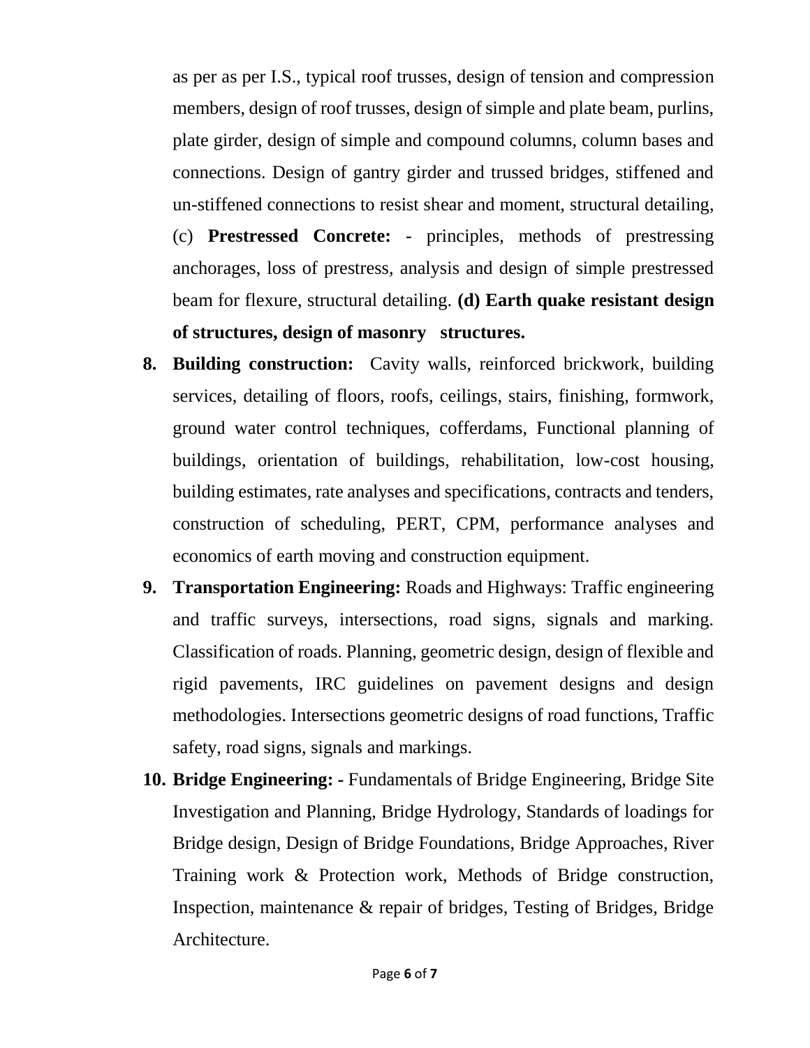as per as per I.S., typical roof trusses, design of tension and compression members, design of roof trusses, design of simple and plate beam, purlins, plate girder, design of simple and compound columns, column bases and connections. Design of gantry girder and trussed bridges, stiffened and un-stiffened connections to resist shear and moment, structural detailing, (c) **Prestressed Concrete:** - principles, methods of prestressing anchorages, loss of prestress, analysis and design of simple prestressed beam for flexure, structural detailing. **(d) Earth quake resistant design of structures, design of masonry structures.**

8. **Building construction:** Cavity walls, reinforced brickwork, building services, detailing of floors, roofs, ceilings, stairs, finishing, formwork, ground water control techniques, cofferdams, Functional planning of buildings, orientation of buildings, rehabilitation, low-cost housing, building estimates, rate analyses and specifications, contracts and tenders, construction of scheduling, PERT, CPM, performance analyses and economics of earth moving and construction equipment.
9. **Transportation Engineering:** Roads and Highways: Traffic engineering and traffic surveys, intersections, road signs, signals and marking. Classification of roads. Planning, geometric design, design of flexible and rigid pavements, IRC guidelines on pavement designs and design methodologies. Intersections geometric designs of road functions, Traffic safety, road signs, signals and markings.
10. **Bridge Engineering: -** Fundamentals of Bridge Engineering, Bridge Site Investigation and Planning, Bridge Hydrology, Standards of loadings for Bridge design, Design of Bridge Foundations, Bridge Approaches, River Training work & Protection work, Methods of Bridge construction, Inspection, maintenance & repair of bridges, Testing of Bridges, Bridge Architecture.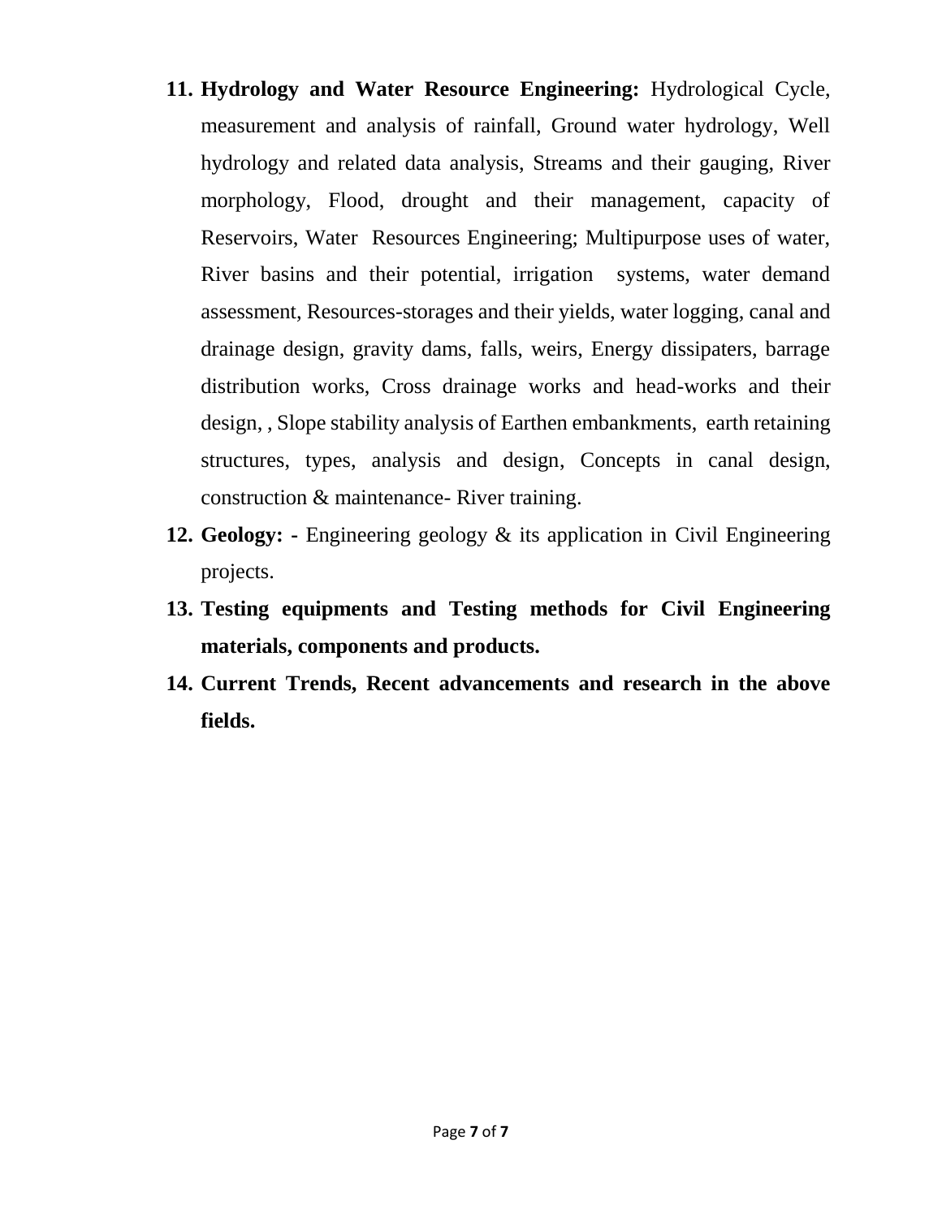11. **Hydrology and Water Resource Engineering:** Hydrological Cycle, measurement and analysis of rainfall, Ground water hydrology, Well hydrology and related data analysis, Streams and their gauging, River morphology, Flood, drought and their management, capacity of Reservoirs, Water Resources Engineering; Multipurpose uses of water, River basins and their potential, irrigation systems, water demand assessment, Resources-storages and their yields, water logging, canal and drainage design, gravity dams, falls, weirs, Energy dissipaters, barrage distribution works, Cross drainage works and head-works and their design, , Slope stability analysis of Earthen embankments, earth retaining structures, types, analysis and design, Concepts in canal design, construction & maintenance- River training.
12. **Geology: -** Engineering geology & its application in Civil Engineering projects.
13. **Testing equipments and Testing methods for Civil Engineering materials, components and products.**
14. **Current Trends, Recent advancements and research in the above fields.**